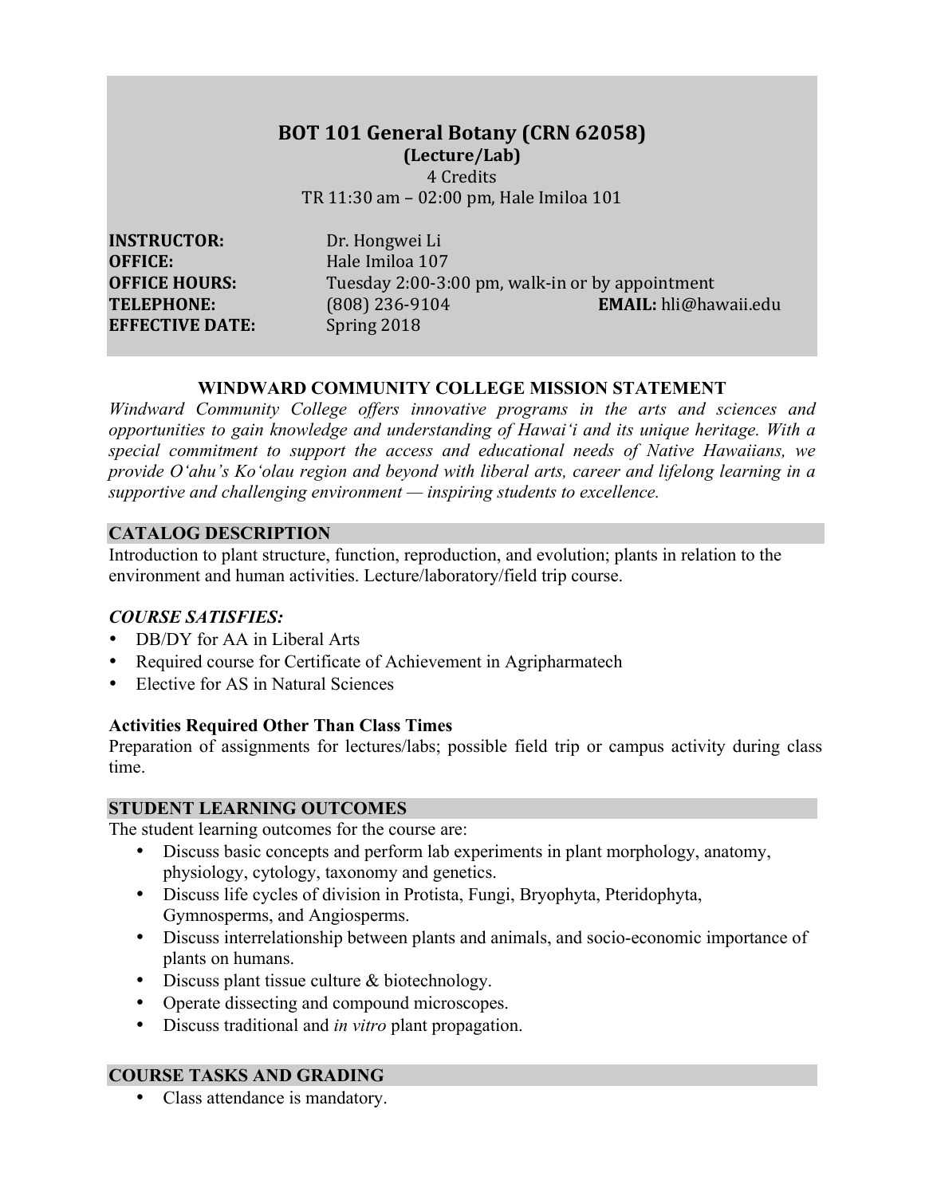# BOT 101 General Botany (CRN 62058)

**(Lecture/Lab)**

4 Credits

TR 11:30 am – 02:00 pm, Hale Imiloa 101

**INSTRUCTOR:** Dr. Hongwei Li
**OFFICE:** Hale Imiloa 107
**OFFICE HOURS:** Tuesday 2:00-3:00 pm, walk-in or by appointment
**TELEPHONE:** (808) 236-9104 **EMAIL:** hli@hawaii.edu
**EFFECTIVE DATE:** Spring 2018

## WINDWARD COMMUNITY COLLEGE MISSION STATEMENT

*Windward Community College offers innovative programs in the arts and sciences and opportunities to gain knowledge and understanding of Hawaiʻi and its unique heritage. With a special commitment to support the access and educational needs of Native Hawaiians, we provide Oʻahu's Koʻolau region and beyond with liberal arts, career and lifelong learning in a supportive and challenging environment — inspiring students to excellence.*

## CATALOG DESCRIPTION

Introduction to plant structure, function, reproduction, and evolution; plants in relation to the environment and human activities. Lecture/laboratory/field trip course.

### *COURSE SATISFIES:*

- DB/DY for AA in Liberal Arts
- Required course for Certificate of Achievement in Agripharmatech
- Elective for AS in Natural Sciences

### Activities Required Other Than Class Times

Preparation of assignments for lectures/labs; possible field trip or campus activity during class time.

## STUDENT LEARNING OUTCOMES

The student learning outcomes for the course are:

- Discuss basic concepts and perform lab experiments in plant morphology, anatomy, physiology, cytology, taxonomy and genetics.
- Discuss life cycles of division in Protista, Fungi, Bryophyta, Pteridophyta, Gymnosperms, and Angiosperms.
- Discuss interrelationship between plants and animals, and socio-economic importance of plants on humans.
- Discuss plant tissue culture & biotechnology.
- Operate dissecting and compound microscopes.
- Discuss traditional and *in vitro* plant propagation.

## COURSE TASKS AND GRADING

- Class attendance is mandatory.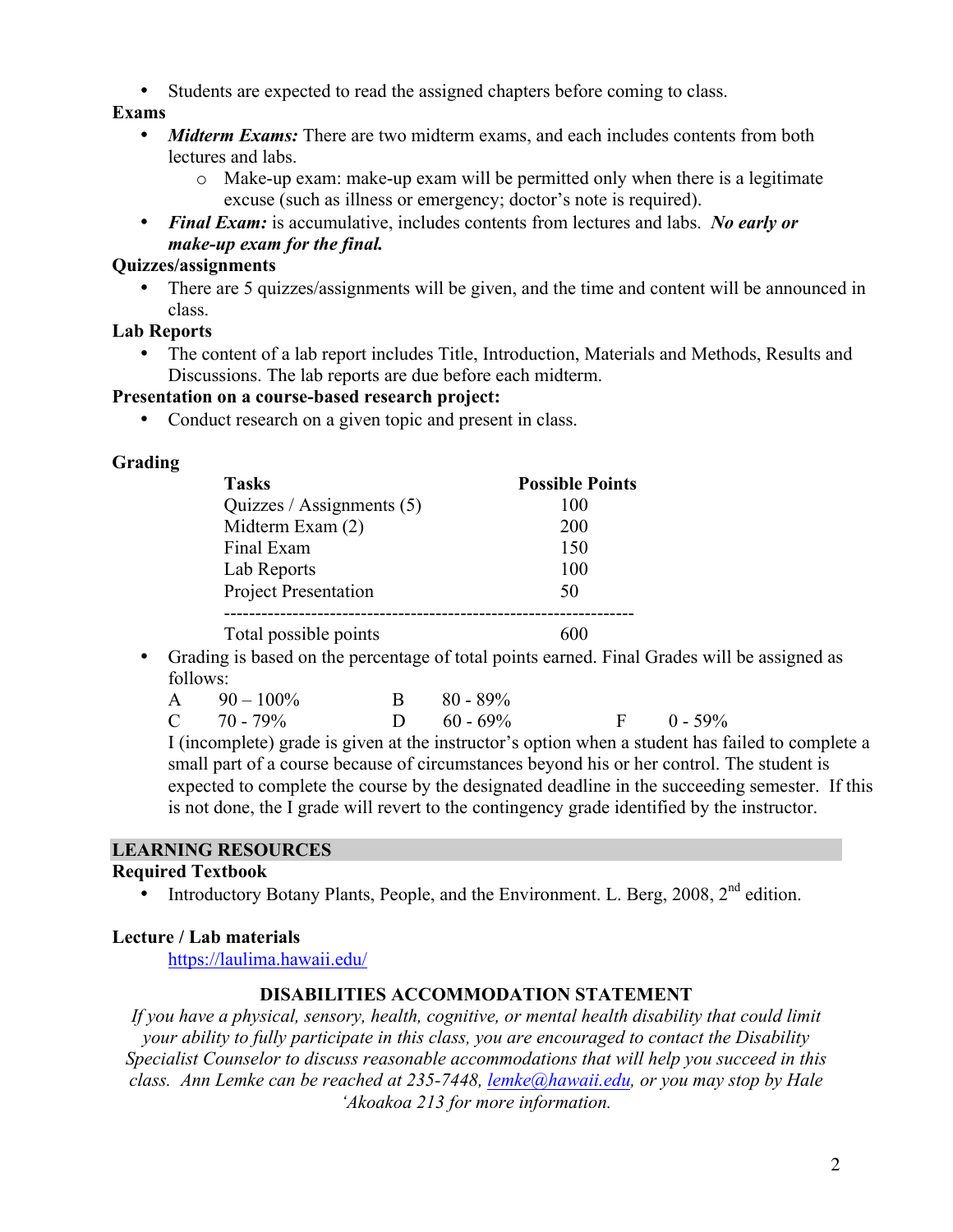- Students are expected to read the assigned chapters before coming to class.

**Exams**

- ***Midterm Exams:*** There are two midterm exams, and each includes contents from both lectures and labs.
  - Make-up exam: make-up exam will be permitted only when there is a legitimate excuse (such as illness or emergency; doctor's note is required).
- ***Final Exam:*** is accumulative, includes contents from lectures and labs. ***No early or make-up exam for the final.***

**Quizzes/assignments**

- There are 5 quizzes/assignments will be given, and the time and content will be announced in class.

**Lab Reports**

- The content of a lab report includes Title, Introduction, Materials and Methods, Results and Discussions. The lab reports are due before each midterm.

**Presentation on a course-based research project:**

- Conduct research on a given topic and present in class.

**Grading**

| Tasks | Possible Points |
|---|---|
| Quizzes / Assignments (5) | 100 |
| Midterm Exam (2) | 200 |
| Final Exam | 150 |
| Lab Reports | 100 |
| Project Presentation | 50 |
| Total possible points | 600 |

- Grading is based on the percentage of total points earned. Final Grades will be assigned as follows:

  A 90 – 100% B 80 - 89%
  C 70 - 79% D 60 - 69% F 0 - 59%

  I (incomplete) grade is given at the instructor's option when a student has failed to complete a small part of a course because of circumstances beyond his or her control. The student is expected to complete the course by the designated deadline in the succeeding semester. If this is not done, the I grade will revert to the contingency grade identified by the instructor.

## LEARNING RESOURCES

**Required Textbook**

- Introductory Botany Plants, People, and the Environment. L. Berg, 2008, 2nd edition.

**Lecture / Lab materials**

https://laulima.hawaii.edu/

### DISABILITIES ACCOMMODATION STATEMENT

*If you have a physical, sensory, health, cognitive, or mental health disability that could limit your ability to fully participate in this class, you are encouraged to contact the Disability Specialist Counselor to discuss reasonable accommodations that will help you succeed in this class. Ann Lemke can be reached at 235-7448, lemke@hawaii.edu, or you may stop by Hale 'Akoakoa 213 for more information.*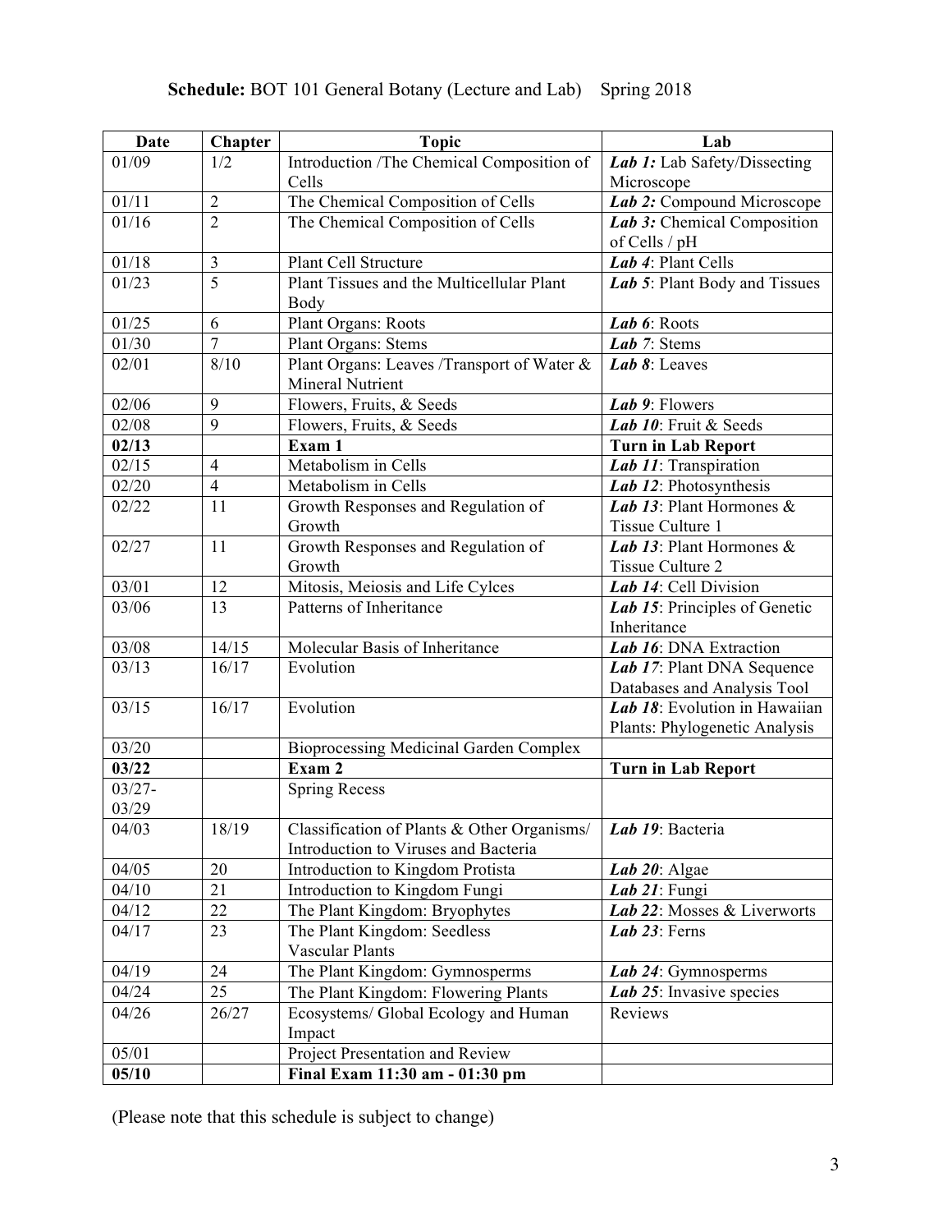**Schedule:** BOT 101 General Botany (Lecture and Lab) Spring 2018

| Date | Chapter | Topic | Lab |
|---|---|---|---|
| 01/09 | 1/2 | Introduction /The Chemical Composition of Cells | ***Lab 1:*** Lab Safety/Dissecting Microscope |
| 01/11 | 2 | The Chemical Composition of Cells | ***Lab 2:*** Compound Microscope |
| 01/16 | 2 | The Chemical Composition of Cells | ***Lab 3:*** Chemical Composition of Cells / pH |
| 01/18 | 3 | Plant Cell Structure | ***Lab 4***: Plant Cells |
| 01/23 | 5 | Plant Tissues and the Multicellular Plant Body | ***Lab 5***: Plant Body and Tissues |
| 01/25 | 6 | Plant Organs: Roots | ***Lab 6***: Roots |
| 01/30 | 7 | Plant Organs: Stems | ***Lab 7***: Stems |
| 02/01 | 8/10 | Plant Organs: Leaves /Transport of Water & Mineral Nutrient | ***Lab 8***: Leaves |
| 02/06 | 9 | Flowers, Fruits, & Seeds | ***Lab 9***: Flowers |
| 02/08 | 9 | Flowers, Fruits, & Seeds | ***Lab 10***: Fruit & Seeds |
| **02/13** | | **Exam 1** | **Turn in Lab Report** |
| 02/15 | 4 | Metabolism in Cells | ***Lab 11***: Transpiration |
| 02/20 | 4 | Metabolism in Cells | ***Lab 12***: Photosynthesis |
| 02/22 | 11 | Growth Responses and Regulation of Growth | ***Lab 13***: Plant Hormones & Tissue Culture 1 |
| 02/27 | 11 | Growth Responses and Regulation of Growth | ***Lab 13***: Plant Hormones & Tissue Culture 2 |
| 03/01 | 12 | Mitosis, Meiosis and Life Cylces | ***Lab 14***: Cell Division |
| 03/06 | 13 | Patterns of Inheritance | ***Lab 15***: Principles of Genetic Inheritance |
| 03/08 | 14/15 | Molecular Basis of Inheritance | ***Lab 16***: DNA Extraction |
| 03/13 | 16/17 | Evolution | ***Lab 17***: Plant DNA Sequence Databases and Analysis Tool |
| 03/15 | 16/17 | Evolution | ***Lab 18***: Evolution in Hawaiian Plants: Phylogenetic Analysis |
| 03/20 | | Bioprocessing Medicinal Garden Complex | |
| **03/22** | | **Exam 2** | **Turn in Lab Report** |
| 03/27-03/29 | | Spring Recess | |
| 04/03 | 18/19 | Classification of Plants & Other Organisms/ Introduction to Viruses and Bacteria | ***Lab 19***: Bacteria |
| 04/05 | 20 | Introduction to Kingdom Protista | ***Lab 20***: Algae |
| 04/10 | 21 | Introduction to Kingdom Fungi | ***Lab 21***: Fungi |
| 04/12 | 22 | The Plant Kingdom: Bryophytes | ***Lab 22***: Mosses & Liverworts |
| 04/17 | 23 | The Plant Kingdom: Seedless Vascular Plants | ***Lab 23***: Ferns |
| 04/19 | 24 | The Plant Kingdom: Gymnosperms | ***Lab 24***: Gymnosperms |
| 04/24 | 25 | The Plant Kingdom: Flowering Plants | ***Lab 25***: Invasive species |
| 04/26 | 26/27 | Ecosystems/ Global Ecology and Human Impact | Reviews |
| 05/01 | | Project Presentation and Review | |
| **05/10** | | **Final Exam 11:30 am - 01:30 pm** | |

(Please note that this schedule is subject to change)